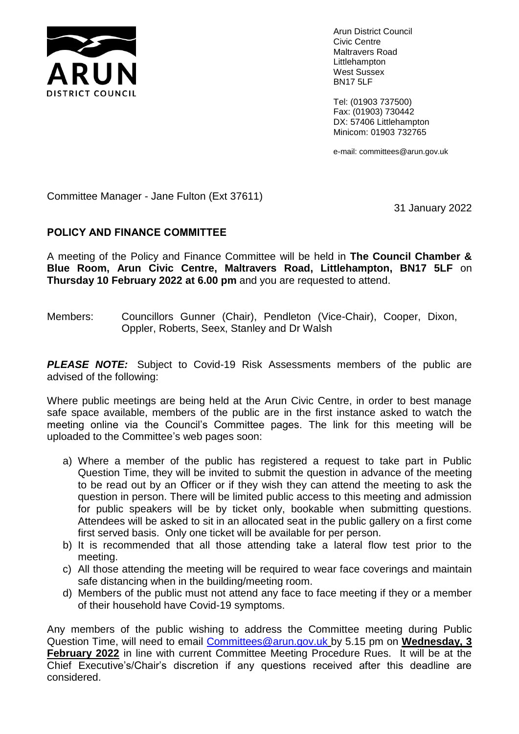ARUN DISTRICT COUNCIL

Arun District Council
Civic Centre
Maltravers Road
Littlehampton
West Sussex
BN17 5LF

Tel: (01903 737500)
Fax: (01903) 730442
DX: 57406 Littlehampton
Minicom: 01903 732765

e-mail: committees@arun.gov.uk

Committee Manager - Jane Fulton (Ext 37611)

31 January 2022

**POLICY AND FINANCE COMMITTEE**

A meeting of the Policy and Finance Committee will be held in **The Council Chamber & Blue Room, Arun Civic Centre, Maltravers Road, Littlehampton, BN17 5LF** on **Thursday 10 February 2022 at 6.00 pm** and you are requested to attend.

Members: Councillors Gunner (Chair), Pendleton (Vice-Chair), Cooper, Dixon, Oppler, Roberts, Seex, Stanley and Dr Walsh

***PLEASE NOTE:*** Subject to Covid-19 Risk Assessments members of the public are advised of the following:

Where public meetings are being held at the Arun Civic Centre, in order to best manage safe space available, members of the public are in the first instance asked to watch the meeting online via the Council's Committee pages. The link for this meeting will be uploaded to the Committee's web pages soon:

a) Where a member of the public has registered a request to take part in Public Question Time, they will be invited to submit the question in advance of the meeting to be read out by an Officer or if they wish they can attend the meeting to ask the question in person. There will be limited public access to this meeting and admission for public speakers will be by ticket only, bookable when submitting questions. Attendees will be asked to sit in an allocated seat in the public gallery on a first come first served basis. Only one ticket will be available for per person.
b) It is recommended that all those attending take a lateral flow test prior to the meeting.
c) All those attending the meeting will be required to wear face coverings and maintain safe distancing when in the building/meeting room.
d) Members of the public must not attend any face to face meeting if they or a member of their household have Covid-19 symptoms.

Any members of the public wishing to address the Committee meeting during Public Question Time, will need to email Committees@arun.gov.uk by 5.15 pm on **Wednesday, 3 February 2022** in line with current Committee Meeting Procedure Rues. It will be at the Chief Executive's/Chair's discretion if any questions received after this deadline are considered.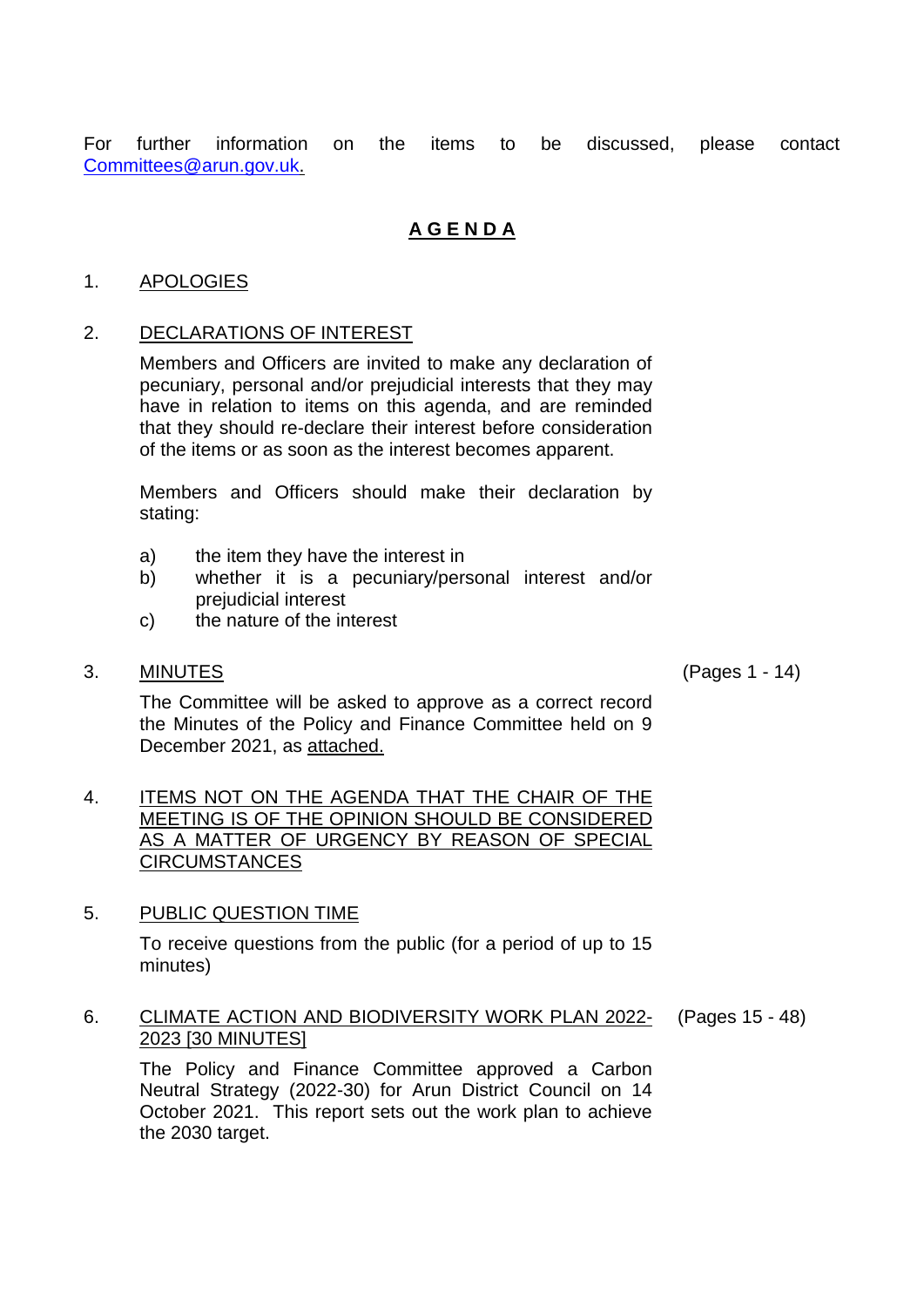For further information on the items to be discussed, please contact Committees@arun.gov.uk.

# A G E N D A

1. APOLOGIES

2. DECLARATIONS OF INTEREST

   Members and Officers are invited to make any declaration of pecuniary, personal and/or prejudicial interests that they may have in relation to items on this agenda, and are reminded that they should re-declare their interest before consideration of the items or as soon as the interest becomes apparent.

   Members and Officers should make their declaration by stating:

   a) the item they have the interest in
   b) whether it is a pecuniary/personal interest and/or prejudicial interest
   c) the nature of the interest

3. MINUTES (Pages 1 - 14)

   The Committee will be asked to approve as a correct record the Minutes of the Policy and Finance Committee held on 9 December 2021, as attached.

4. ITEMS NOT ON THE AGENDA THAT THE CHAIR OF THE MEETING IS OF THE OPINION SHOULD BE CONSIDERED AS A MATTER OF URGENCY BY REASON OF SPECIAL CIRCUMSTANCES

5. PUBLIC QUESTION TIME

   To receive questions from the public (for a period of up to 15 minutes)

6. CLIMATE ACTION AND BIODIVERSITY WORK PLAN 2022-2023 [30 MINUTES] (Pages 15 - 48)

   The Policy and Finance Committee approved a Carbon Neutral Strategy (2022-30) for Arun District Council on 14 October 2021. This report sets out the work plan to achieve the 2030 target.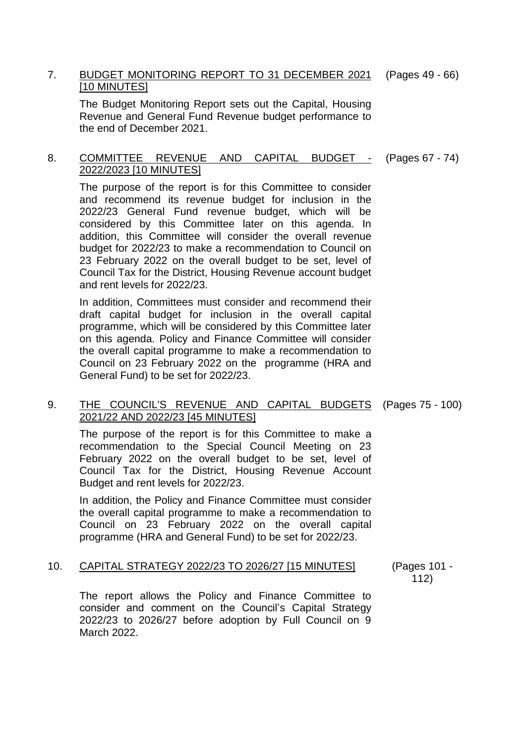7. <u>BUDGET MONITORING REPORT TO 31 DECEMBER 2021 [10 MINUTES]</u> (Pages 49 - 66)

   The Budget Monitoring Report sets out the Capital, Housing Revenue and General Fund Revenue budget performance to the end of December 2021.

8. <u>COMMITTEE REVENUE AND CAPITAL BUDGET - 2022/2023 [10 MINUTES]</u> (Pages 67 - 74)

   The purpose of the report is for this Committee to consider and recommend its revenue budget for inclusion in the 2022/23 General Fund revenue budget, which will be considered by this Committee later on this agenda. In addition, this Committee will consider the overall revenue budget for 2022/23 to make a recommendation to Council on 23 February 2022 on the overall budget to be set, level of Council Tax for the District, Housing Revenue account budget and rent levels for 2022/23.

   In addition, Committees must consider and recommend their draft capital budget for inclusion in the overall capital programme, which will be considered by this Committee later on this agenda. Policy and Finance Committee will consider the overall capital programme to make a recommendation to Council on 23 February 2022 on the programme (HRA and General Fund) to be set for 2022/23.

9. <u>THE COUNCIL'S REVENUE AND CAPITAL BUDGETS 2021/22 AND 2022/23 [45 MINUTES]</u> (Pages 75 - 100)

   The purpose of the report is for this Committee to make a recommendation to the Special Council Meeting on 23 February 2022 on the overall budget to be set, level of Council Tax for the District, Housing Revenue Account Budget and rent levels for 2022/23.

   In addition, the Policy and Finance Committee must consider the overall capital programme to make a recommendation to Council on 23 February 2022 on the overall capital programme (HRA and General Fund) to be set for 2022/23.

10. <u>CAPITAL STRATEGY 2022/23 TO 2026/27 [15 MINUTES]</u> (Pages 101 - 112)

    The report allows the Policy and Finance Committee to consider and comment on the Council's Capital Strategy 2022/23 to 2026/27 before adoption by Full Council on 9 March 2022.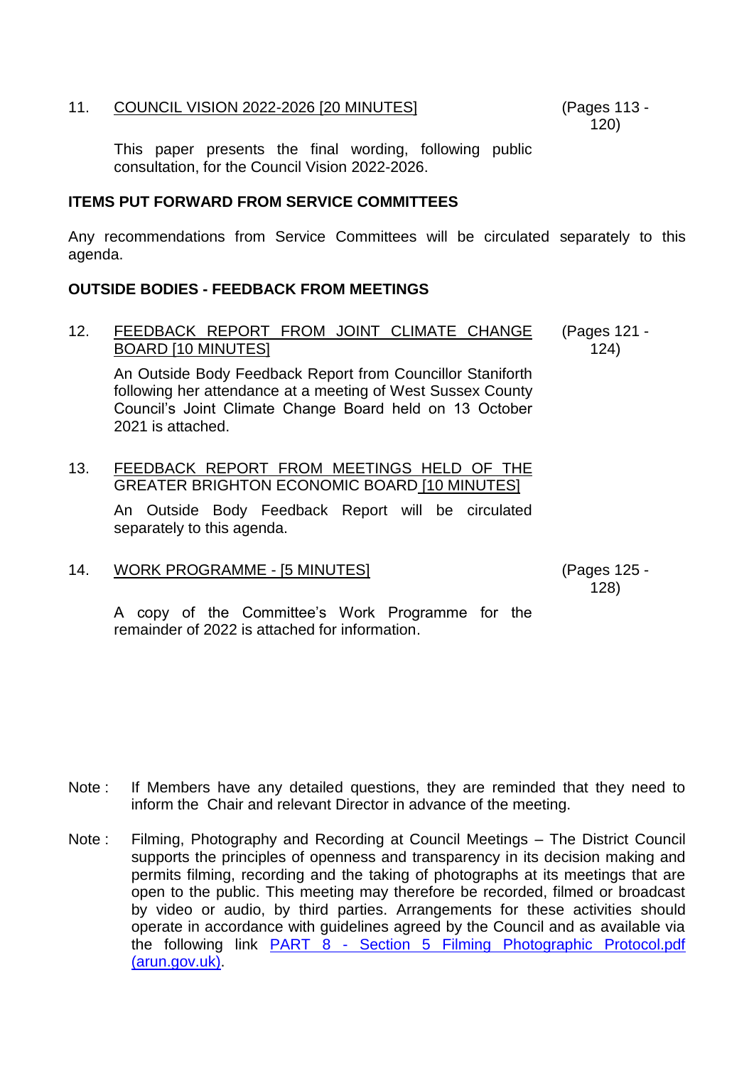11. <u>COUNCIL VISION 2022-2026 [20 MINUTES]</u> (Pages 113 - 120)

    This paper presents the final wording, following public consultation, for the Council Vision 2022-2026.

**ITEMS PUT FORWARD FROM SERVICE COMMITTEES**

Any recommendations from Service Committees will be circulated separately to this agenda.

**OUTSIDE BODIES - FEEDBACK FROM MEETINGS**

12. <u>FEEDBACK REPORT FROM JOINT CLIMATE CHANGE BOARD [10 MINUTES]</u> (Pages 121 - 124)

    An Outside Body Feedback Report from Councillor Staniforth following her attendance at a meeting of West Sussex County Council's Joint Climate Change Board held on 13 October 2021 is attached.

13. <u>FEEDBACK REPORT FROM MEETINGS HELD OF THE GREATER BRIGHTON ECONOMIC BOARD [10 MINUTES]</u>

    An Outside Body Feedback Report will be circulated separately to this agenda.

14. <u>WORK PROGRAMME - [5 MINUTES]</u> (Pages 125 - 128)

    A copy of the Committee's Work Programme for the remainder of 2022 is attached for information.

Note : If Members have any detailed questions, they are reminded that they need to inform the Chair and relevant Director in advance of the meeting.

Note : Filming, Photography and Recording at Council Meetings – The District Council supports the principles of openness and transparency in its decision making and permits filming, recording and the taking of photographs at its meetings that are open to the public. This meeting may therefore be recorded, filmed or broadcast by video or audio, by third parties. Arrangements for these activities should operate in accordance with guidelines agreed by the Council and as available via the following link <u>PART 8 - Section 5 Filming Photographic Protocol.pdf (arun.gov.uk)</u>.